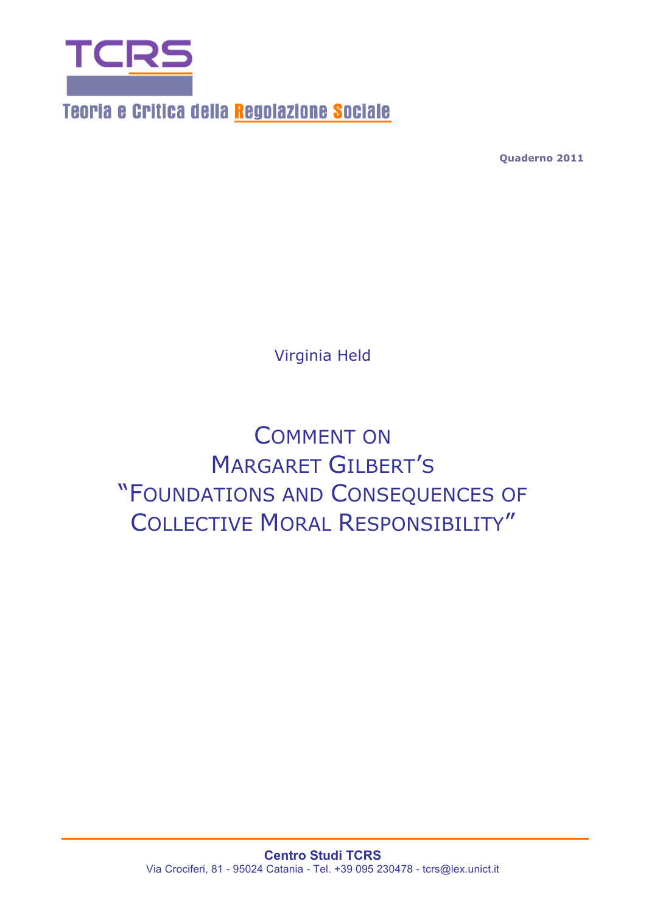# TCRS

Teoria e Critica della Regolazione Sociale

**Quaderno 2011**

Virginia Held

# COMMENT ON MARGARET GILBERT'S "FOUNDATIONS AND CONSEQUENCES OF COLLECTIVE MORAL RESPONSIBILITY"

**Centro Studi TCRS**
Via Crociferi, 81 - 95024 Catania - Tel. +39 095 230478 - tcrs@lex.unict.it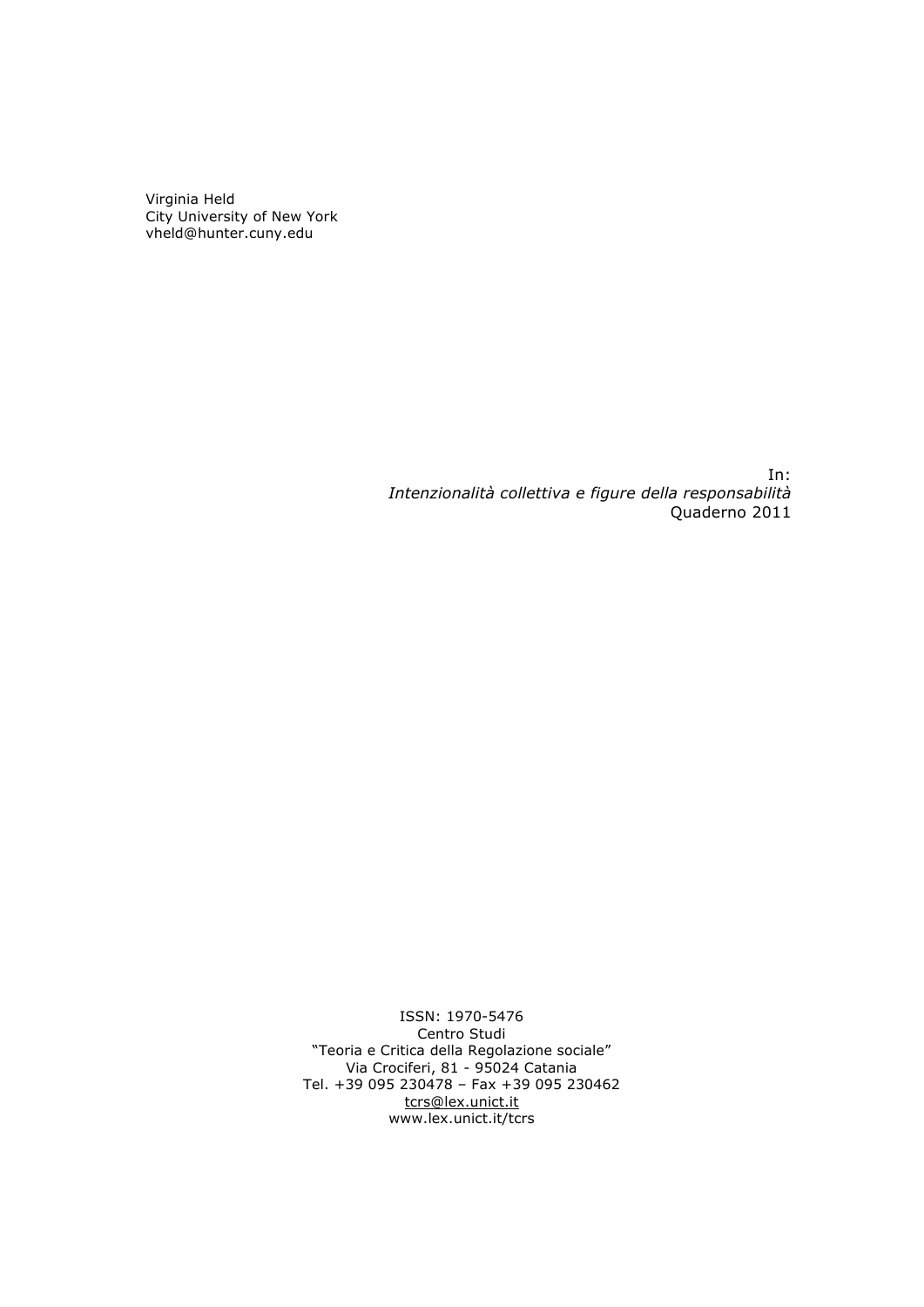Virginia Held
City University of New York
vheld@hunter.cuny.edu

In:
*Intenzionalità collettiva e figure della responsabilità*
Quaderno 2011

ISSN: 1970-5476
Centro Studi
"Teoria e Critica della Regolazione sociale"
Via Crociferi, 81 - 95024 Catania
Tel. +39 095 230478 – Fax +39 095 230462
tcrs@lex.unict.it
www.lex.unict.it/tcrs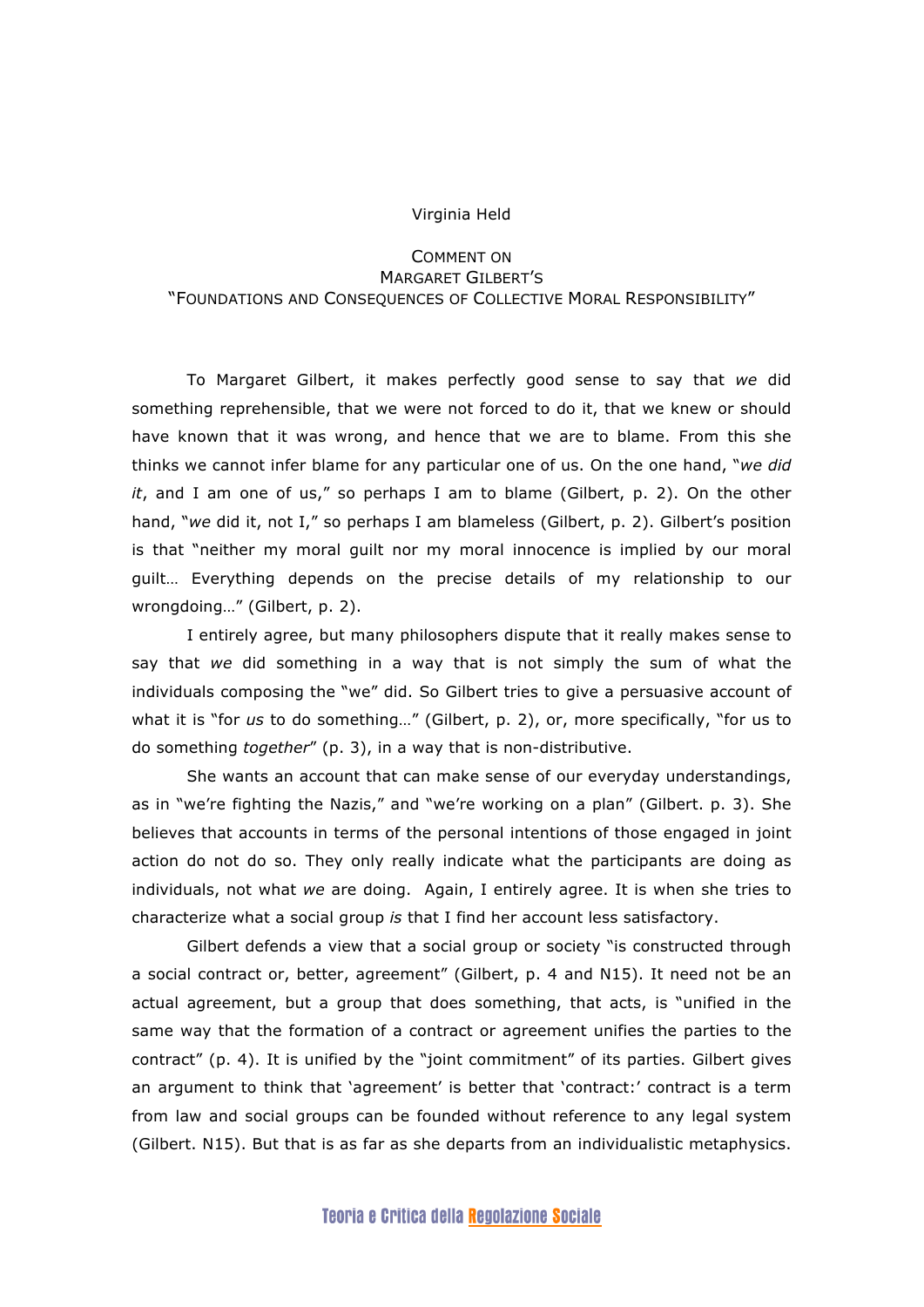Virginia Held

COMMENT ON
MARGARET GILBERT'S
"FOUNDATIONS AND CONSEQUENCES OF COLLECTIVE MORAL RESPONSIBILITY"

To Margaret Gilbert, it makes perfectly good sense to say that *we* did something reprehensible, that we were not forced to do it, that we knew or should have known that it was wrong, and hence that we are to blame. From this she thinks we cannot infer blame for any particular one of us. On the one hand, "*we did it*, and I am one of us," so perhaps I am to blame (Gilbert, p. 2). On the other hand, "*we* did it, not I," so perhaps I am blameless (Gilbert, p. 2). Gilbert's position is that "neither my moral guilt nor my moral innocence is implied by our moral guilt… Everything depends on the precise details of my relationship to our wrongdoing…" (Gilbert, p. 2).

I entirely agree, but many philosophers dispute that it really makes sense to say that *we* did something in a way that is not simply the sum of what the individuals composing the "we" did. So Gilbert tries to give a persuasive account of what it is "for *us* to do something…" (Gilbert, p. 2), or, more specifically, "for us to do something *together*" (p. 3), in a way that is non-distributive.

She wants an account that can make sense of our everyday understandings, as in "we're fighting the Nazis," and "we're working on a plan" (Gilbert. p. 3). She believes that accounts in terms of the personal intentions of those engaged in joint action do not do so. They only really indicate what the participants are doing as individuals, not what *we* are doing. Again, I entirely agree. It is when she tries to characterize what a social group *is* that I find her account less satisfactory.

Gilbert defends a view that a social group or society "is constructed through a social contract or, better, agreement" (Gilbert, p. 4 and N15). It need not be an actual agreement, but a group that does something, that acts, is "unified in the same way that the formation of a contract or agreement unifies the parties to the contract" (p. 4). It is unified by the "joint commitment" of its parties. Gilbert gives an argument to think that 'agreement' is better that 'contract:' contract is a term from law and social groups can be founded without reference to any legal system (Gilbert. N15). But that is as far as she departs from an individualistic metaphysics.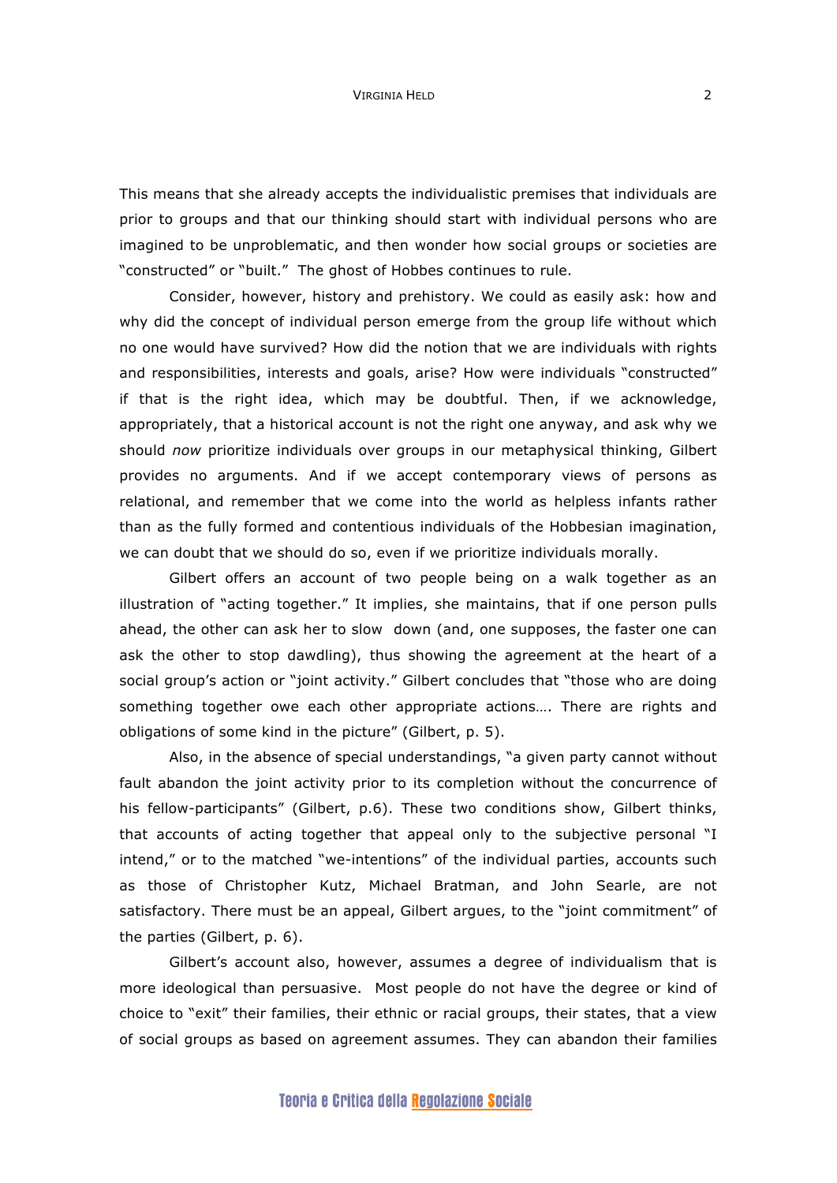This means that she already accepts the individualistic premises that individuals are prior to groups and that our thinking should start with individual persons who are imagined to be unproblematic, and then wonder how social groups or societies are "constructed" or "built." The ghost of Hobbes continues to rule.

Consider, however, history and prehistory. We could as easily ask: how and why did the concept of individual person emerge from the group life without which no one would have survived? How did the notion that we are individuals with rights and responsibilities, interests and goals, arise? How were individuals "constructed" if that is the right idea, which may be doubtful. Then, if we acknowledge, appropriately, that a historical account is not the right one anyway, and ask why we should *now* prioritize individuals over groups in our metaphysical thinking, Gilbert provides no arguments. And if we accept contemporary views of persons as relational, and remember that we come into the world as helpless infants rather than as the fully formed and contentious individuals of the Hobbesian imagination, we can doubt that we should do so, even if we prioritize individuals morally.

Gilbert offers an account of two people being on a walk together as an illustration of "acting together." It implies, she maintains, that if one person pulls ahead, the other can ask her to slow down (and, one supposes, the faster one can ask the other to stop dawdling), thus showing the agreement at the heart of a social group's action or "joint activity." Gilbert concludes that "those who are doing something together owe each other appropriate actions…. There are rights and obligations of some kind in the picture" (Gilbert, p. 5).

Also, in the absence of special understandings, "a given party cannot without fault abandon the joint activity prior to its completion without the concurrence of his fellow-participants" (Gilbert, p.6). These two conditions show, Gilbert thinks, that accounts of acting together that appeal only to the subjective personal "I intend," or to the matched "we-intentions" of the individual parties, accounts such as those of Christopher Kutz, Michael Bratman, and John Searle, are not satisfactory. There must be an appeal, Gilbert argues, to the "joint commitment" of the parties (Gilbert, p. 6).

Gilbert's account also, however, assumes a degree of individualism that is more ideological than persuasive. Most people do not have the degree or kind of choice to "exit" their families, their ethnic or racial groups, their states, that a view of social groups as based on agreement assumes. They can abandon their families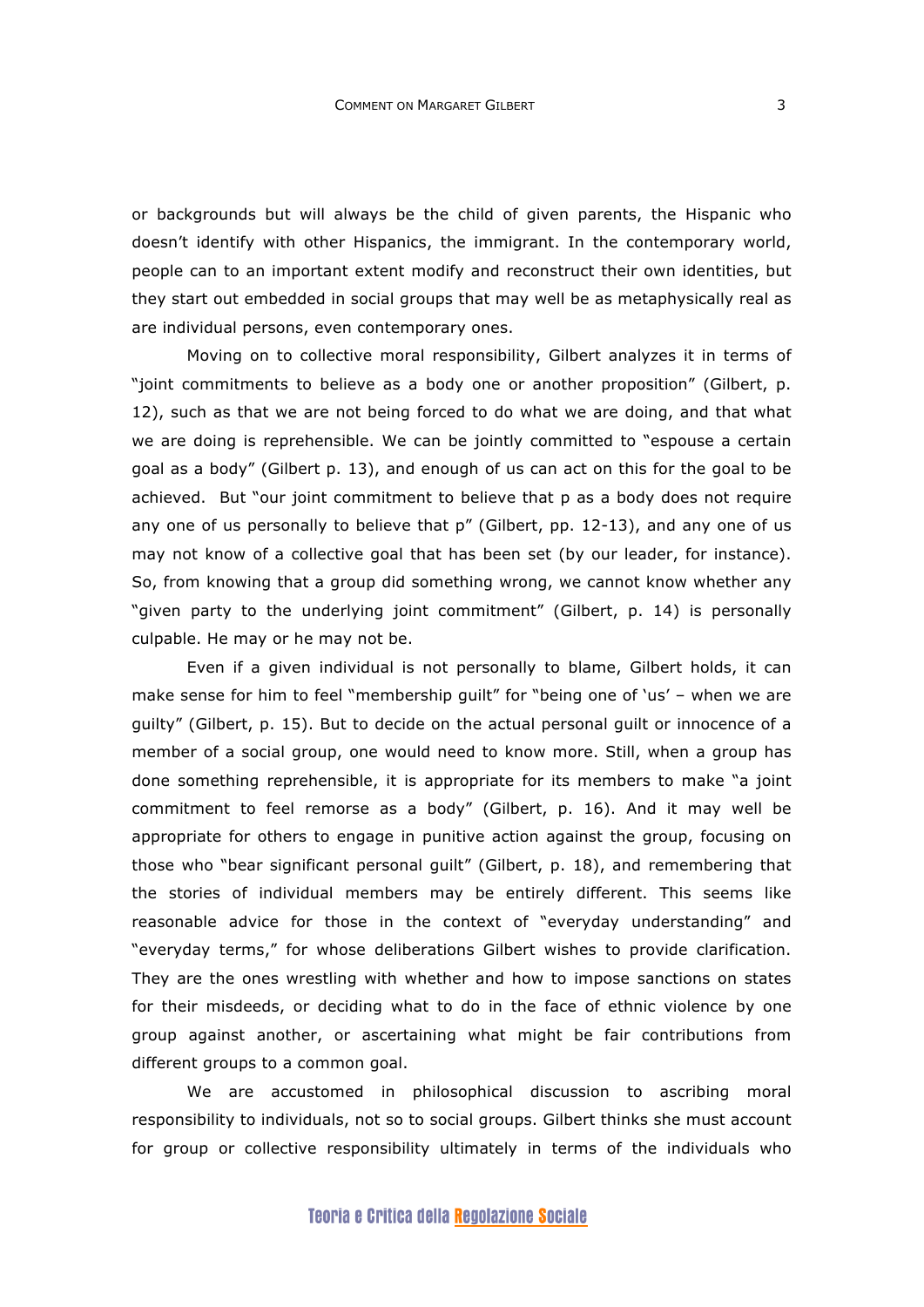or backgrounds but will always be the child of given parents, the Hispanic who doesn't identify with other Hispanics, the immigrant. In the contemporary world, people can to an important extent modify and reconstruct their own identities, but they start out embedded in social groups that may well be as metaphysically real as are individual persons, even contemporary ones.

Moving on to collective moral responsibility, Gilbert analyzes it in terms of "joint commitments to believe as a body one or another proposition" (Gilbert, p. 12), such as that we are not being forced to do what we are doing, and that what we are doing is reprehensible. We can be jointly committed to "espouse a certain goal as a body" (Gilbert p. 13), and enough of us can act on this for the goal to be achieved. But "our joint commitment to believe that p as a body does not require any one of us personally to believe that p" (Gilbert, pp. 12-13), and any one of us may not know of a collective goal that has been set (by our leader, for instance). So, from knowing that a group did something wrong, we cannot know whether any "given party to the underlying joint commitment" (Gilbert, p. 14) is personally culpable. He may or he may not be.

Even if a given individual is not personally to blame, Gilbert holds, it can make sense for him to feel "membership guilt" for "being one of 'us' – when we are guilty" (Gilbert, p. 15). But to decide on the actual personal guilt or innocence of a member of a social group, one would need to know more. Still, when a group has done something reprehensible, it is appropriate for its members to make "a joint commitment to feel remorse as a body" (Gilbert, p. 16). And it may well be appropriate for others to engage in punitive action against the group, focusing on those who "bear significant personal guilt" (Gilbert, p. 18), and remembering that the stories of individual members may be entirely different. This seems like reasonable advice for those in the context of "everyday understanding" and "everyday terms," for whose deliberations Gilbert wishes to provide clarification. They are the ones wrestling with whether and how to impose sanctions on states for their misdeeds, or deciding what to do in the face of ethnic violence by one group against another, or ascertaining what might be fair contributions from different groups to a common goal.

We are accustomed in philosophical discussion to ascribing moral responsibility to individuals, not so to social groups. Gilbert thinks she must account for group or collective responsibility ultimately in terms of the individuals who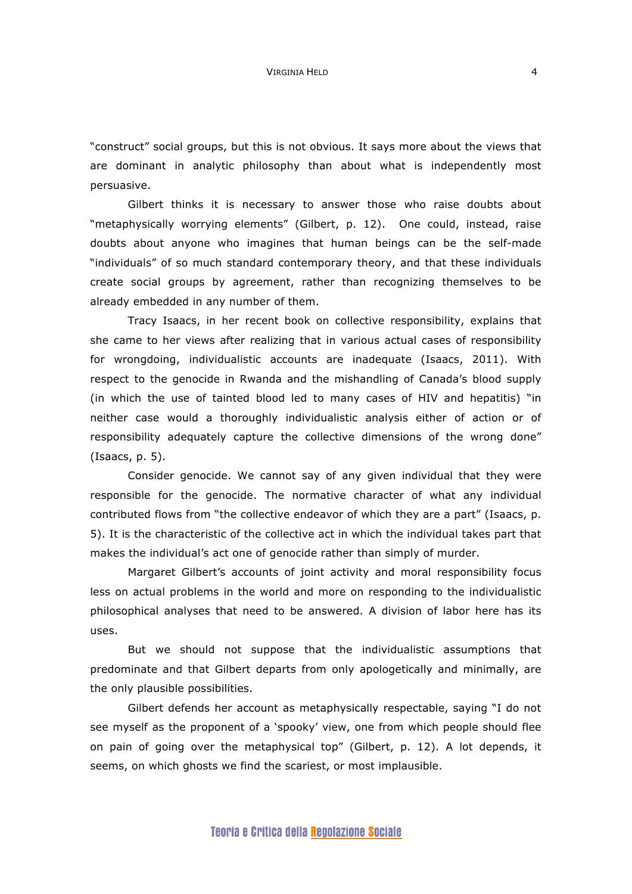"construct" social groups, but this is not obvious. It says more about the views that are dominant in analytic philosophy than about what is independently most persuasive.

Gilbert thinks it is necessary to answer those who raise doubts about "metaphysically worrying elements" (Gilbert, p. 12). One could, instead, raise doubts about anyone who imagines that human beings can be the self-made "individuals" of so much standard contemporary theory, and that these individuals create social groups by agreement, rather than recognizing themselves to be already embedded in any number of them.

Tracy Isaacs, in her recent book on collective responsibility, explains that she came to her views after realizing that in various actual cases of responsibility for wrongdoing, individualistic accounts are inadequate (Isaacs, 2011). With respect to the genocide in Rwanda and the mishandling of Canada's blood supply (in which the use of tainted blood led to many cases of HIV and hepatitis) "in neither case would a thoroughly individualistic analysis either of action or of responsibility adequately capture the collective dimensions of the wrong done" (Isaacs, p. 5).

Consider genocide. We cannot say of any given individual that they were responsible for the genocide. The normative character of what any individual contributed flows from "the collective endeavor of which they are a part" (Isaacs, p. 5). It is the characteristic of the collective act in which the individual takes part that makes the individual's act one of genocide rather than simply of murder.

Margaret Gilbert's accounts of joint activity and moral responsibility focus less on actual problems in the world and more on responding to the individualistic philosophical analyses that need to be answered. A division of labor here has its uses.

But we should not suppose that the individualistic assumptions that predominate and that Gilbert departs from only apologetically and minimally, are the only plausible possibilities.

Gilbert defends her account as metaphysically respectable, saying "I do not see myself as the proponent of a 'spooky' view, one from which people should flee on pain of going over the metaphysical top" (Gilbert, p. 12). A lot depends, it seems, on which ghosts we find the scariest, or most implausible.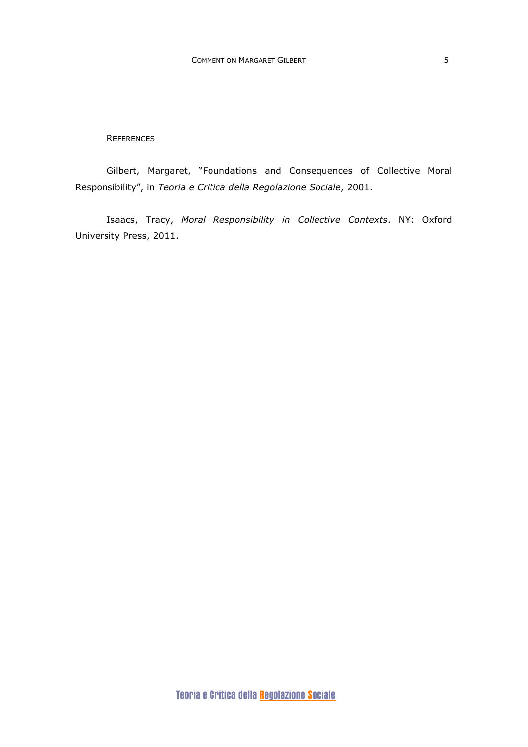## REFERENCES

Gilbert, Margaret, "Foundations and Consequences of Collective Moral Responsibility", in *Teoria e Critica della Regolazione Sociale*, 2001.

Isaacs, Tracy, *Moral Responsibility in Collective Contexts*. NY: Oxford University Press, 2011.